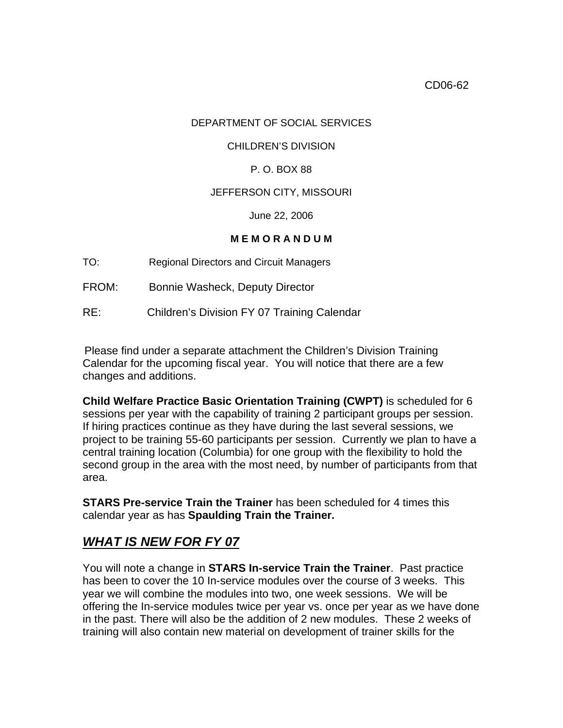CD06-62

DEPARTMENT OF SOCIAL SERVICES

CHILDREN'S DIVISION

P. O. BOX 88

JEFFERSON CITY, MISSOURI

June 22, 2006

**M E M O R A N D U M**

TO: Regional Directors and Circuit Managers

FROM: Bonnie Washeck, Deputy Director

RE: Children's Division FY 07 Training Calendar

Please find under a separate attachment the Children's Division Training Calendar for the upcoming fiscal year. You will notice that there are a few changes and additions.

**Child Welfare Practice Basic Orientation Training (CWPT)** is scheduled for 6 sessions per year with the capability of training 2 participant groups per session. If hiring practices continue as they have during the last several sessions, we project to be training 55-60 participants per session. Currently we plan to have a central training location (Columbia) for one group with the flexibility to hold the second group in the area with the most need, by number of participants from that area.

**STARS Pre-service Train the Trainer** has been scheduled for 4 times this calendar year as has **Spaulding Train the Trainer.**

## ***WHAT IS NEW FOR FY 07***

You will note a change in **STARS In-service Train the Trainer**. Past practice has been to cover the 10 In-service modules over the course of 3 weeks. This year we will combine the modules into two, one week sessions. We will be offering the In-service modules twice per year vs. once per year as we have done in the past. There will also be the addition of 2 new modules. These 2 weeks of training will also contain new material on development of trainer skills for the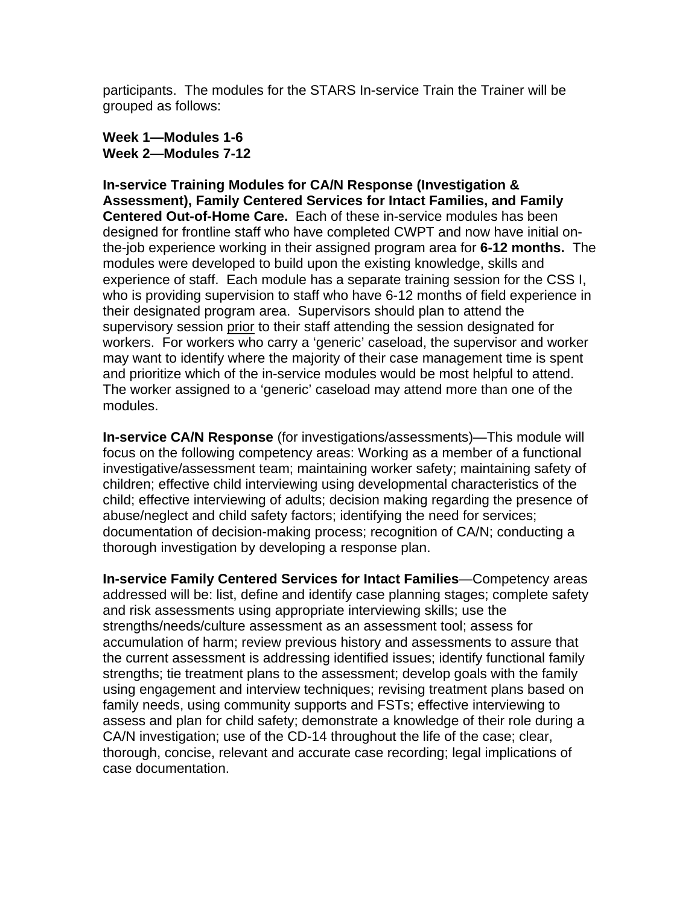participants. The modules for the STARS In-service Train the Trainer will be grouped as follows:

**Week 1—Modules 1-6**
**Week 2—Modules 7-12**

**In-service Training Modules for CA/N Response (Investigation & Assessment), Family Centered Services for Intact Families, and Family Centered Out-of-Home Care.** Each of these in-service modules has been designed for frontline staff who have completed CWPT and now have initial on-the-job experience working in their assigned program area for **6-12 months.** The modules were developed to build upon the existing knowledge, skills and experience of staff. Each module has a separate training session for the CSS I, who is providing supervision to staff who have 6-12 months of field experience in their designated program area. Supervisors should plan to attend the supervisory session prior to their staff attending the session designated for workers. For workers who carry a 'generic' caseload, the supervisor and worker may want to identify where the majority of their case management time is spent and prioritize which of the in-service modules would be most helpful to attend. The worker assigned to a 'generic' caseload may attend more than one of the modules.

**In-service CA/N Response** (for investigations/assessments)—This module will focus on the following competency areas: Working as a member of a functional investigative/assessment team; maintaining worker safety; maintaining safety of children; effective child interviewing using developmental characteristics of the child; effective interviewing of adults; decision making regarding the presence of abuse/neglect and child safety factors; identifying the need for services; documentation of decision-making process; recognition of CA/N; conducting a thorough investigation by developing a response plan.

**In-service Family Centered Services for Intact Families**—Competency areas addressed will be: list, define and identify case planning stages; complete safety and risk assessments using appropriate interviewing skills; use the strengths/needs/culture assessment as an assessment tool; assess for accumulation of harm; review previous history and assessments to assure that the current assessment is addressing identified issues; identify functional family strengths; tie treatment plans to the assessment; develop goals with the family using engagement and interview techniques; revising treatment plans based on family needs, using community supports and FSTs; effective interviewing to assess and plan for child safety; demonstrate a knowledge of their role during a CA/N investigation; use of the CD-14 throughout the life of the case; clear, thorough, concise, relevant and accurate case recording; legal implications of case documentation.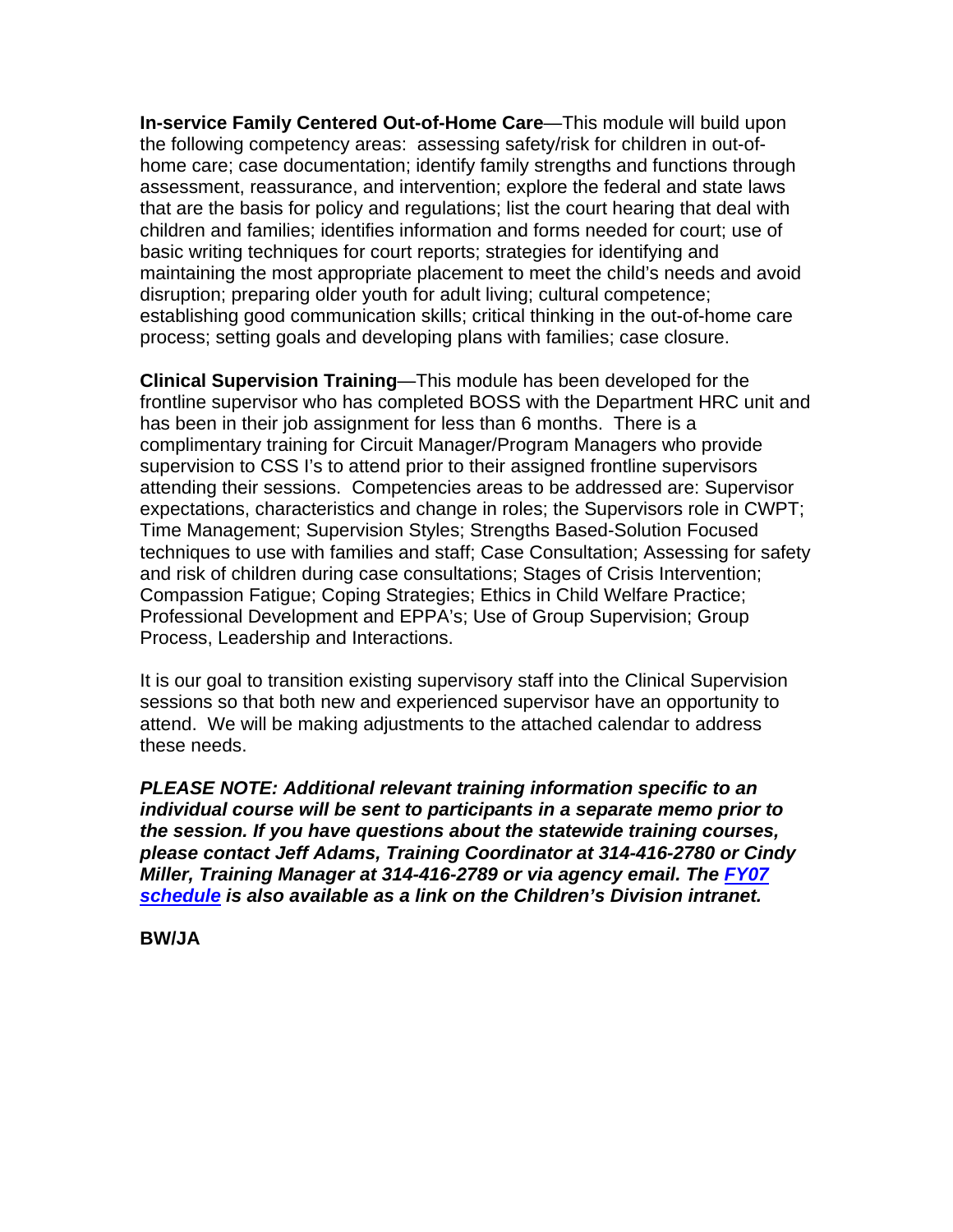**In-service Family Centered Out-of-Home Care**—This module will build upon the following competency areas: assessing safety/risk for children in out-of-home care; case documentation; identify family strengths and functions through assessment, reassurance, and intervention; explore the federal and state laws that are the basis for policy and regulations; list the court hearing that deal with children and families; identifies information and forms needed for court; use of basic writing techniques for court reports; strategies for identifying and maintaining the most appropriate placement to meet the child's needs and avoid disruption; preparing older youth for adult living; cultural competence; establishing good communication skills; critical thinking in the out-of-home care process; setting goals and developing plans with families; case closure.

**Clinical Supervision Training**—This module has been developed for the frontline supervisor who has completed BOSS with the Department HRC unit and has been in their job assignment for less than 6 months. There is a complimentary training for Circuit Manager/Program Managers who provide supervision to CSS I's to attend prior to their assigned frontline supervisors attending their sessions. Competencies areas to be addressed are: Supervisor expectations, characteristics and change in roles; the Supervisors role in CWPT; Time Management; Supervision Styles; Strengths Based-Solution Focused techniques to use with families and staff; Case Consultation; Assessing for safety and risk of children during case consultations; Stages of Crisis Intervention; Compassion Fatigue; Coping Strategies; Ethics in Child Welfare Practice; Professional Development and EPPA's; Use of Group Supervision; Group Process, Leadership and Interactions.

It is our goal to transition existing supervisory staff into the Clinical Supervision sessions so that both new and experienced supervisor have an opportunity to attend. We will be making adjustments to the attached calendar to address these needs.

***PLEASE NOTE: Additional relevant training information specific to an individual course will be sent to participants in a separate memo prior to the session. If you have questions about the statewide training courses, please contact Jeff Adams, Training Coordinator at 314-416-2780 or Cindy Miller, Training Manager at 314-416-2789 or via agency email. The FY07 schedule is also available as a link on the Children's Division intranet.***

**BW/JA**